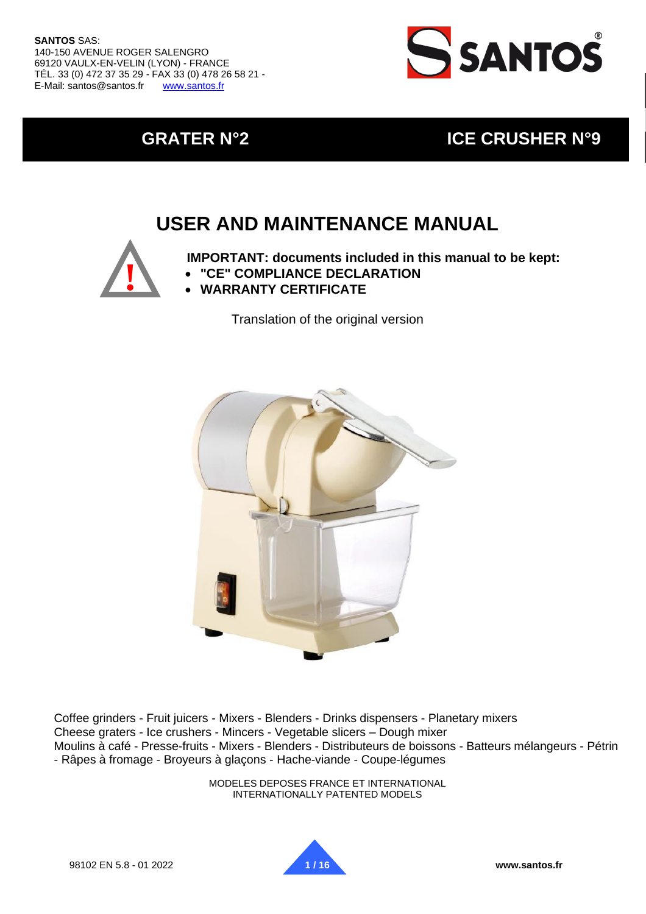**SANTOS** SAS:
140-150 AVENUE ROGER SALENGRO
69120 VAULX-EN-VELIN (LYON) - FRANCE
TÉL. 33 (0) 472 37 35 29 - FAX 33 (0) 478 26 58 21 -
E-Mail: santos@santos.fr www.santos.fr

## GRATER N°2 — ICE CRUSHER N°9

# USER AND MAINTENANCE MANUAL

**IMPORTANT: documents included in this manual to be kept:**

- **"CE" COMPLIANCE DECLARATION**
- **WARRANTY CERTIFICATE**

Translation of the original version

Coffee grinders - Fruit juicers - Mixers - Blenders - Drinks dispensers - Planetary mixers
Cheese graters - Ice crushers - Mincers - Vegetable slicers – Dough mixer
Moulins à café - Presse-fruits - Mixers - Blenders - Distributeurs de boissons - Batteurs mélangeurs - Pétrin - Râpes à fromage - Broyeurs à glaçons - Hache-viande - Coupe-légumes

MODELES DEPOSES FRANCE ET INTERNATIONAL
INTERNATIONALLY PATENTED MODELS

98102 EN 5.8 - 01 2022

www.santos.fr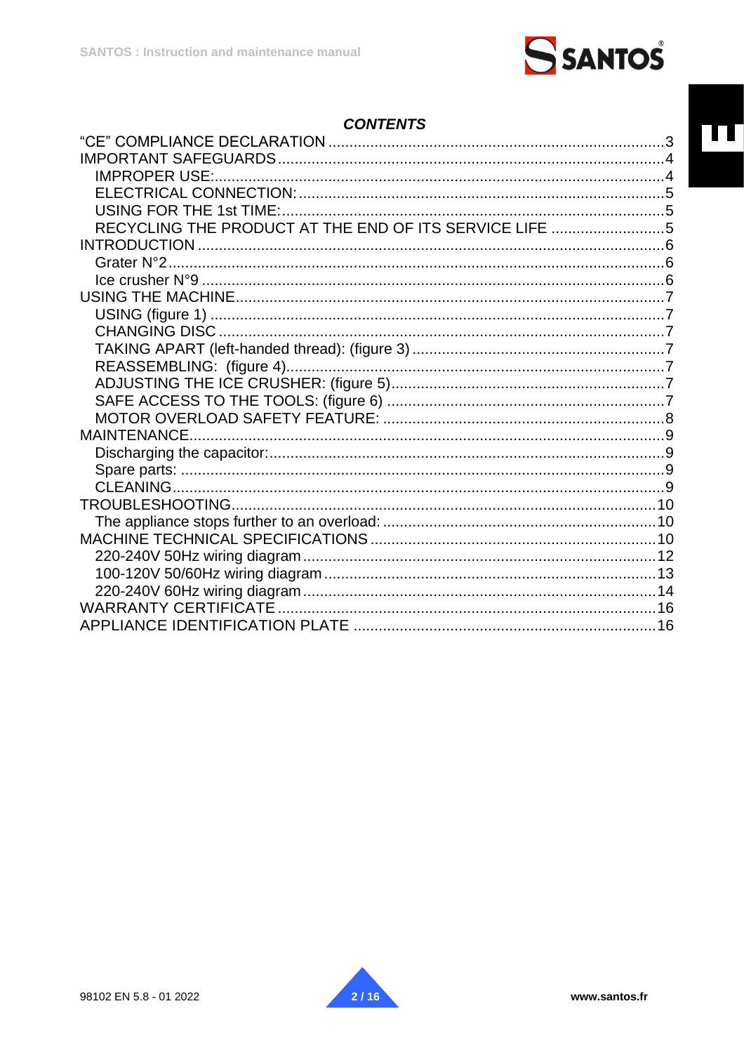## CONTENTS

“CE” COMPLIANCE DECLARATION ....3
IMPORTANT SAFEGUARDS ....4
- IMPROPER USE: ....4
- ELECTRICAL CONNECTION: ....5
- USING FOR THE 1st TIME: ....5
- RECYCLING THE PRODUCT AT THE END OF ITS SERVICE LIFE ....5

INTRODUCTION ....6
- Grater N°2 ....6
- Ice crusher N°9 ....6

USING THE MACHINE ....7
- USING (figure 1) ....7
- CHANGING DISC ....7
- TAKING APART (left-handed thread): (figure 3) ....7
- REASSEMBLING: (figure 4) ....7
- ADJUSTING THE ICE CRUSHER: (figure 5) ....7
- SAFE ACCESS TO THE TOOLS: (figure 6) ....7
- MOTOR OVERLOAD SAFETY FEATURE: ....8

MAINTENANCE ....9
- Discharging the capacitor: ....9
- Spare parts: ....9
- CLEANING ....9

TROUBLESHOOTING ....10
- The appliance stops further to an overload: ....10

MACHINE TECHNICAL SPECIFICATIONS ....10
- 220-240V 50Hz wiring diagram ....12
- 100-120V 50/60Hz wiring diagram ....13
- 220-240V 60Hz wiring diagram ....14

WARRANTY CERTIFICATE ....16
APPLIANCE IDENTIFICATION PLATE ....16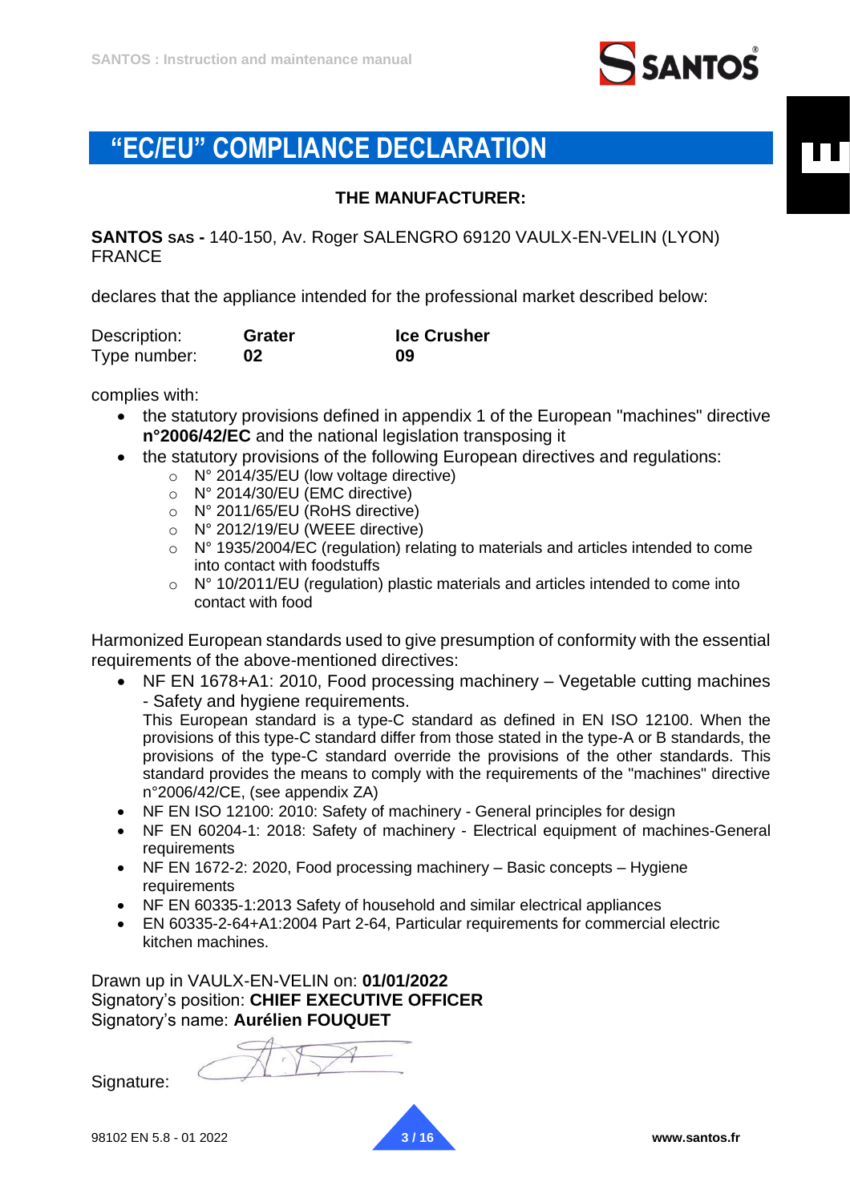# "EC/EU" COMPLIANCE DECLARATION

**THE MANUFACTURER:**

**SANTOS SAS -** 140-150, Av. Roger SALENGRO 69120 VAULX-EN-VELIN (LYON) FRANCE

declares that the appliance intended for the professional market described below:

| | | |
|---|---|---|
| Description: | **Grater** | **Ice Crusher** |
| Type number: | **02** | **09** |

complies with:

- the statutory provisions defined in appendix 1 of the European "machines" directive **n°2006/42/EC** and the national legislation transposing it
- the statutory provisions of the following European directives and regulations:
  - N° 2014/35/EU (low voltage directive)
  - N° 2014/30/EU (EMC directive)
  - N° 2011/65/EU (RoHS directive)
  - N° 2012/19/EU (WEEE directive)
  - N° 1935/2004/EC (regulation) relating to materials and articles intended to come into contact with foodstuffs
  - N° 10/2011/EU (regulation) plastic materials and articles intended to come into contact with food

Harmonized European standards used to give presumption of conformity with the essential requirements of the above-mentioned directives:

- NF EN 1678+A1: 2010, Food processing machinery – Vegetable cutting machines - Safety and hygiene requirements.
  This European standard is a type-C standard as defined in EN ISO 12100. When the provisions of this type-C standard differ from those stated in the type-A or B standards, the provisions of the type-C standard override the provisions of the other standards. This standard provides the means to comply with the requirements of the "machines" directive n°2006/42/CE, (see appendix ZA)
- NF EN ISO 12100: 2010: Safety of machinery - General principles for design
- NF EN 60204-1: 2018: Safety of machinery - Electrical equipment of machines-General requirements
- NF EN 1672-2: 2020, Food processing machinery – Basic concepts – Hygiene requirements
- NF EN 60335-1:2013 Safety of household and similar electrical appliances
- EN 60335-2-64+A1:2004 Part 2-64, Particular requirements for commercial electric kitchen machines.

Drawn up in VAULX-EN-VELIN on: **01/01/2022**
Signatory's position: **CHIEF EXECUTIVE OFFICER**
Signatory's name: **Aurélien FOUQUET**

Signature:

98102 EN 5.8 - 01 2022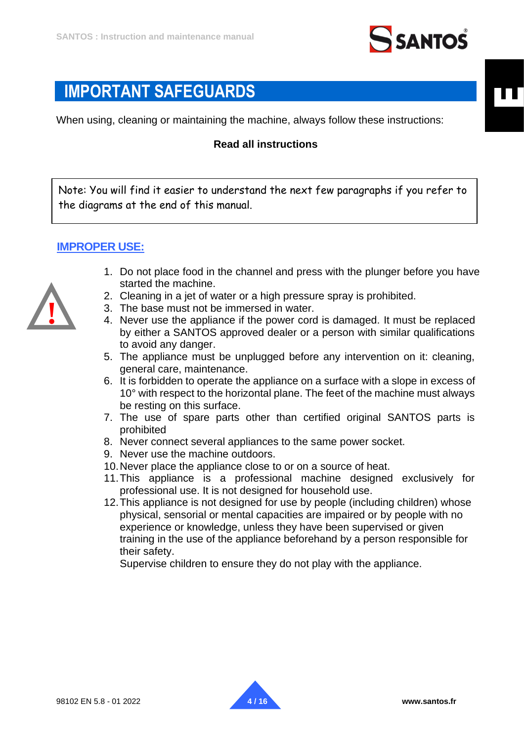# IMPORTANT SAFEGUARDS

When using, cleaning or maintaining the machine, always follow these instructions:

**Read all instructions**

> Note: You will find it easier to understand the next few paragraphs if you refer to the diagrams at the end of this manual.

## IMPROPER USE:

1. Do not place food in the channel and press with the plunger before you have started the machine.
2. Cleaning in a jet of water or a high pressure spray is prohibited.
3. The base must not be immersed in water.
4. Never use the appliance if the power cord is damaged. It must be replaced by either a SANTOS approved dealer or a person with similar qualifications to avoid any danger.
5. The appliance must be unplugged before any intervention on it: cleaning, general care, maintenance.
6. It is forbidden to operate the appliance on a surface with a slope in excess of 10° with respect to the horizontal plane. The feet of the machine must always be resting on this surface.
7. The use of spare parts other than certified original SANTOS parts is prohibited
8. Never connect several appliances to the same power socket.
9. Never use the machine outdoors.
10. Never place the appliance close to or on a source of heat.
11. This appliance is a professional machine designed exclusively for professional use. It is not designed for household use.
12. This appliance is not designed for use by people (including children) whose physical, sensorial or mental capacities are impaired or by people with no experience or knowledge, unless they have been supervised or given training in the use of the appliance beforehand by a person responsible for their safety.
    Supervise children to ensure they do not play with the appliance.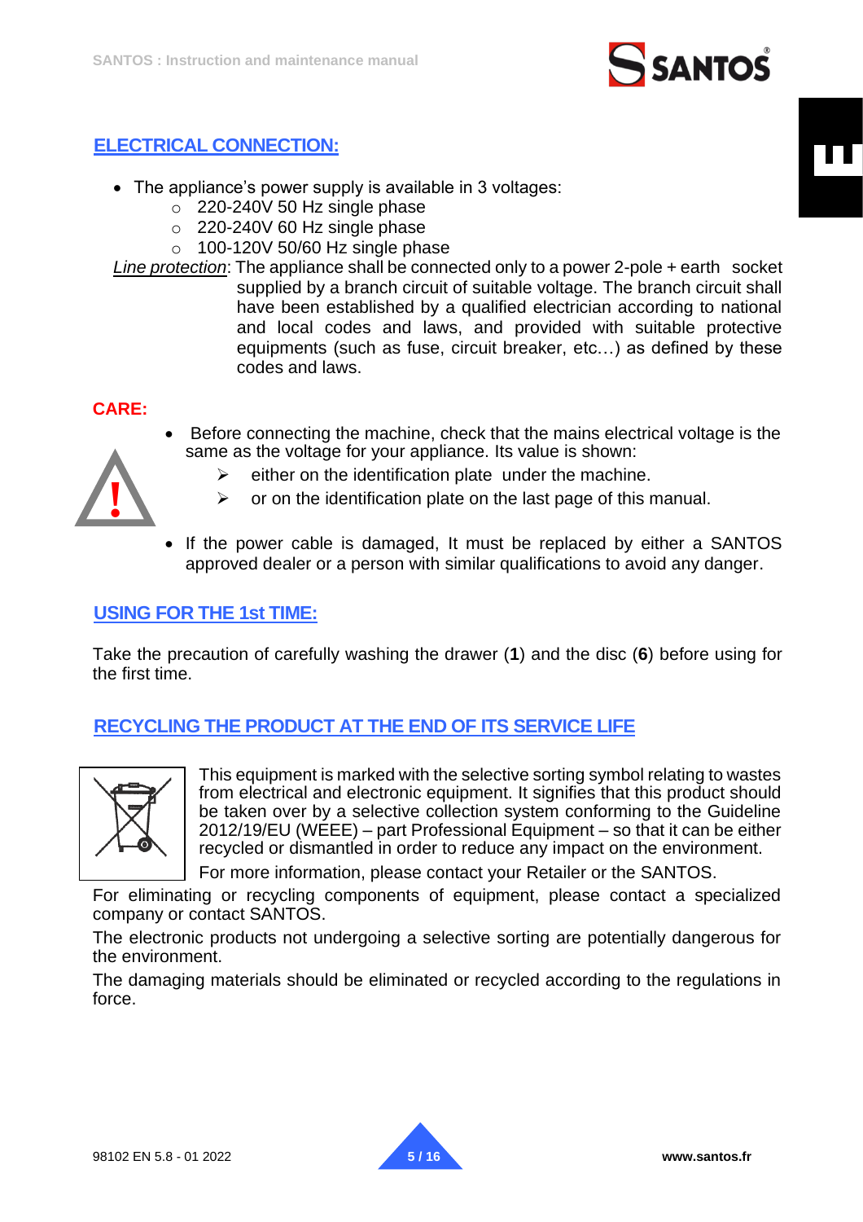## ELECTRICAL CONNECTION:

- The appliance's power supply is available in 3 voltages:
  - 220-240V 50 Hz single phase
  - 220-240V 60 Hz single phase
  - 100-120V 50/60 Hz single phase

*Line protection*: The appliance shall be connected only to a power 2-pole + earth socket supplied by a branch circuit of suitable voltage. The branch circuit shall have been established by a qualified electrician according to national and local codes and laws, and provided with suitable protective equipments (such as fuse, circuit breaker, etc…) as defined by these codes and laws.

**CARE:**

- Before connecting the machine, check that the mains electrical voltage is the same as the voltage for your appliance. Its value is shown:
  - either on the identification plate under the machine.
  - or on the identification plate on the last page of this manual.
- If the power cable is damaged, It must be replaced by either a SANTOS approved dealer or a person with similar qualifications to avoid any danger.

## USING FOR THE 1st TIME:

Take the precaution of carefully washing the drawer (**1**) and the disc (**6**) before using for the first time.

## RECYCLING THE PRODUCT AT THE END OF ITS SERVICE LIFE

This equipment is marked with the selective sorting symbol relating to wastes from electrical and electronic equipment. It signifies that this product should be taken over by a selective collection system conforming to the Guideline 2012/19/EU (WEEE) – part Professional Equipment – so that it can be either recycled or dismantled in order to reduce any impact on the environment.

For more information, please contact your Retailer or the SANTOS.

For eliminating or recycling components of equipment, please contact a specialized company or contact SANTOS.

The electronic products not undergoing a selective sorting are potentially dangerous for the environment.

The damaging materials should be eliminated or recycled according to the regulations in force.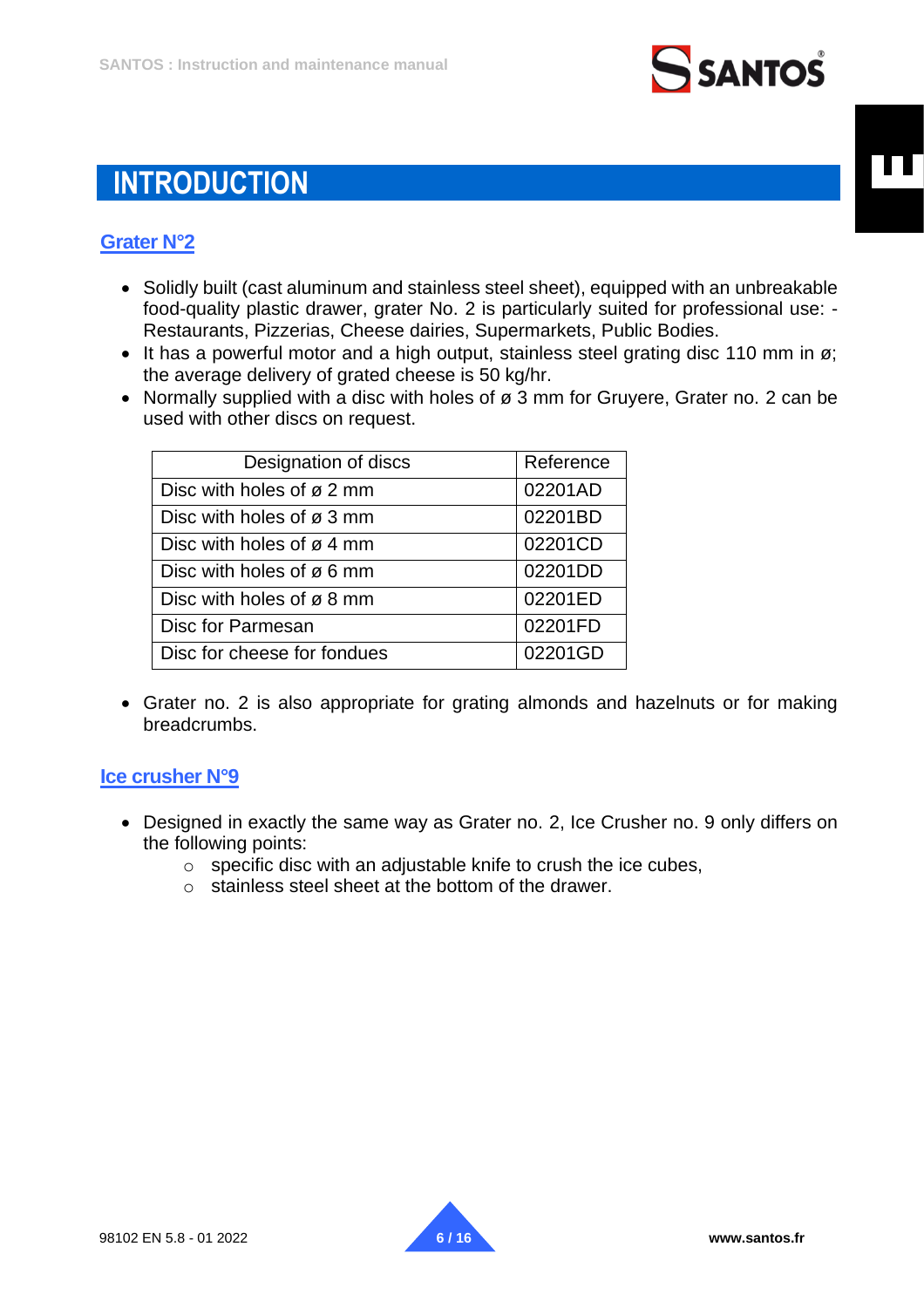# INTRODUCTION

## Grater N°2

- Solidly built (cast aluminum and stainless steel sheet), equipped with an unbreakable food-quality plastic drawer, grater No. 2 is particularly suited for professional use: - Restaurants, Pizzerias, Cheese dairies, Supermarkets, Public Bodies.
- It has a powerful motor and a high output, stainless steel grating disc 110 mm in ø; the average delivery of grated cheese is 50 kg/hr.
- Normally supplied with a disc with holes of ø 3 mm for Gruyere, Grater no. 2 can be used with other discs on request.

| Designation of discs | Reference |
|---|---|
| Disc with holes of ø 2 mm | 02201AD |
| Disc with holes of ø 3 mm | 02201BD |
| Disc with holes of ø 4 mm | 02201CD |
| Disc with holes of ø 6 mm | 02201DD |
| Disc with holes of ø 8 mm | 02201ED |
| Disc for Parmesan | 02201FD |
| Disc for cheese for fondues | 02201GD |

- Grater no. 2 is also appropriate for grating almonds and hazelnuts or for making breadcrumbs.

## Ice crusher N°9

- Designed in exactly the same way as Grater no. 2, Ice Crusher no. 9 only differs on the following points:
  - specific disc with an adjustable knife to crush the ice cubes,
  - stainless steel sheet at the bottom of the drawer.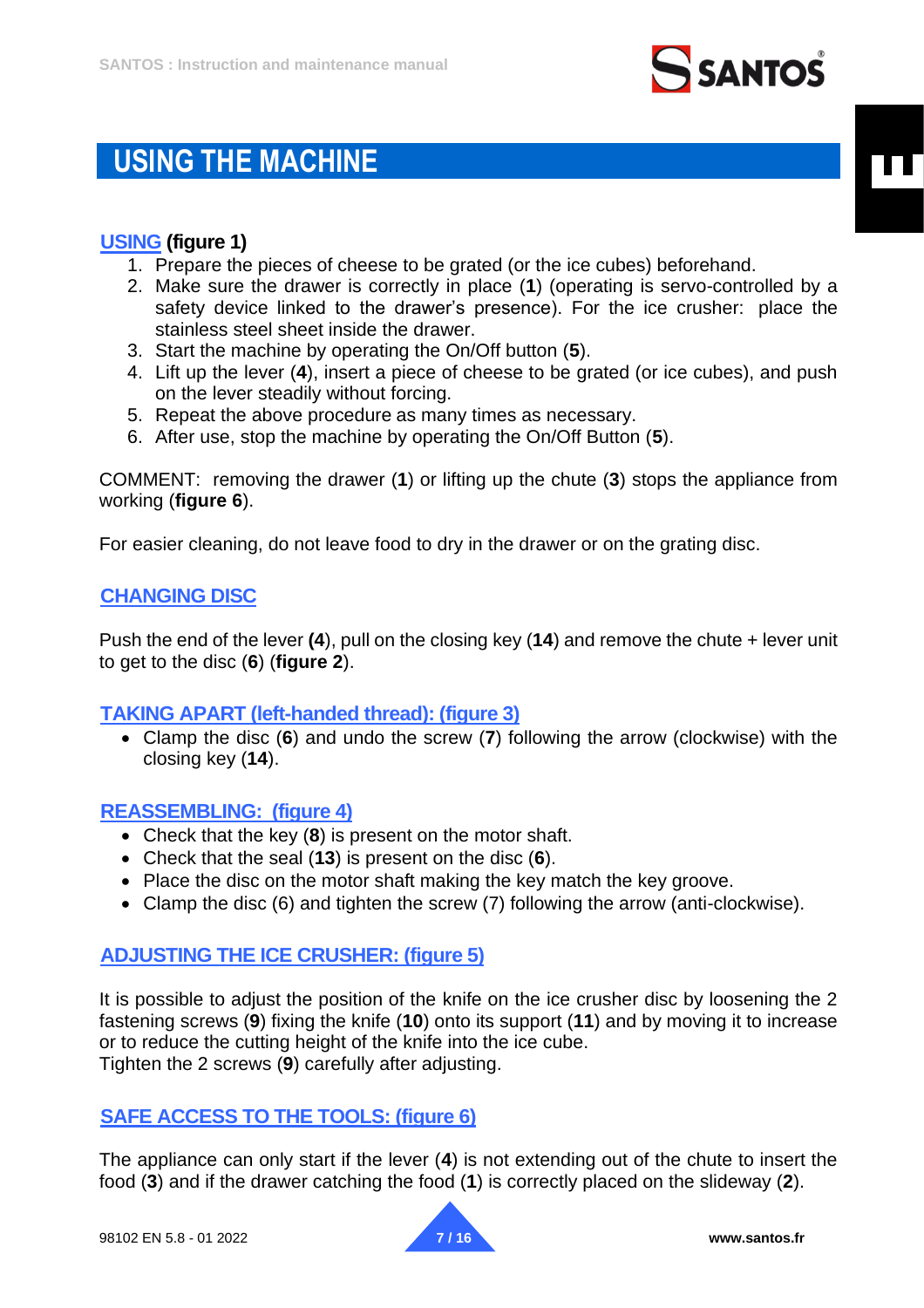# USING THE MACHINE

## USING (figure 1)

1. Prepare the pieces of cheese to be grated (or the ice cubes) beforehand.
2. Make sure the drawer is correctly in place (**1**) (operating is servo-controlled by a safety device linked to the drawer's presence). For the ice crusher: place the stainless steel sheet inside the drawer.
3. Start the machine by operating the On/Off button (**5**).
4. Lift up the lever (**4**), insert a piece of cheese to be grated (or ice cubes), and push on the lever steadily without forcing.
5. Repeat the above procedure as many times as necessary.
6. After use, stop the machine by operating the On/Off Button (**5**).

COMMENT: removing the drawer (**1**) or lifting up the chute (**3**) stops the appliance from working (**figure 6**).

For easier cleaning, do not leave food to dry in the drawer or on the grating disc.

## CHANGING DISC

Push the end of the lever **(4**), pull on the closing key (**14**) and remove the chute + lever unit to get to the disc (**6**) (**figure 2**).

## TAKING APART (left-handed thread): (figure 3)

- Clamp the disc (**6**) and undo the screw (**7**) following the arrow (clockwise) with the closing key (**14**).

## REASSEMBLING: (figure 4)

- Check that the key (**8**) is present on the motor shaft.
- Check that the seal (**13**) is present on the disc (**6**).
- Place the disc on the motor shaft making the key match the key groove.
- Clamp the disc (6) and tighten the screw (7) following the arrow (anti-clockwise).

## ADJUSTING THE ICE CRUSHER: (figure 5)

It is possible to adjust the position of the knife on the ice crusher disc by loosening the 2 fastening screws (**9**) fixing the knife (**10**) onto its support (**11**) and by moving it to increase or to reduce the cutting height of the knife into the ice cube.
Tighten the 2 screws (**9**) carefully after adjusting.

## SAFE ACCESS TO THE TOOLS: (figure 6)

The appliance can only start if the lever (**4**) is not extending out of the chute to insert the food (**3**) and if the drawer catching the food (**1**) is correctly placed on the slideway (**2**).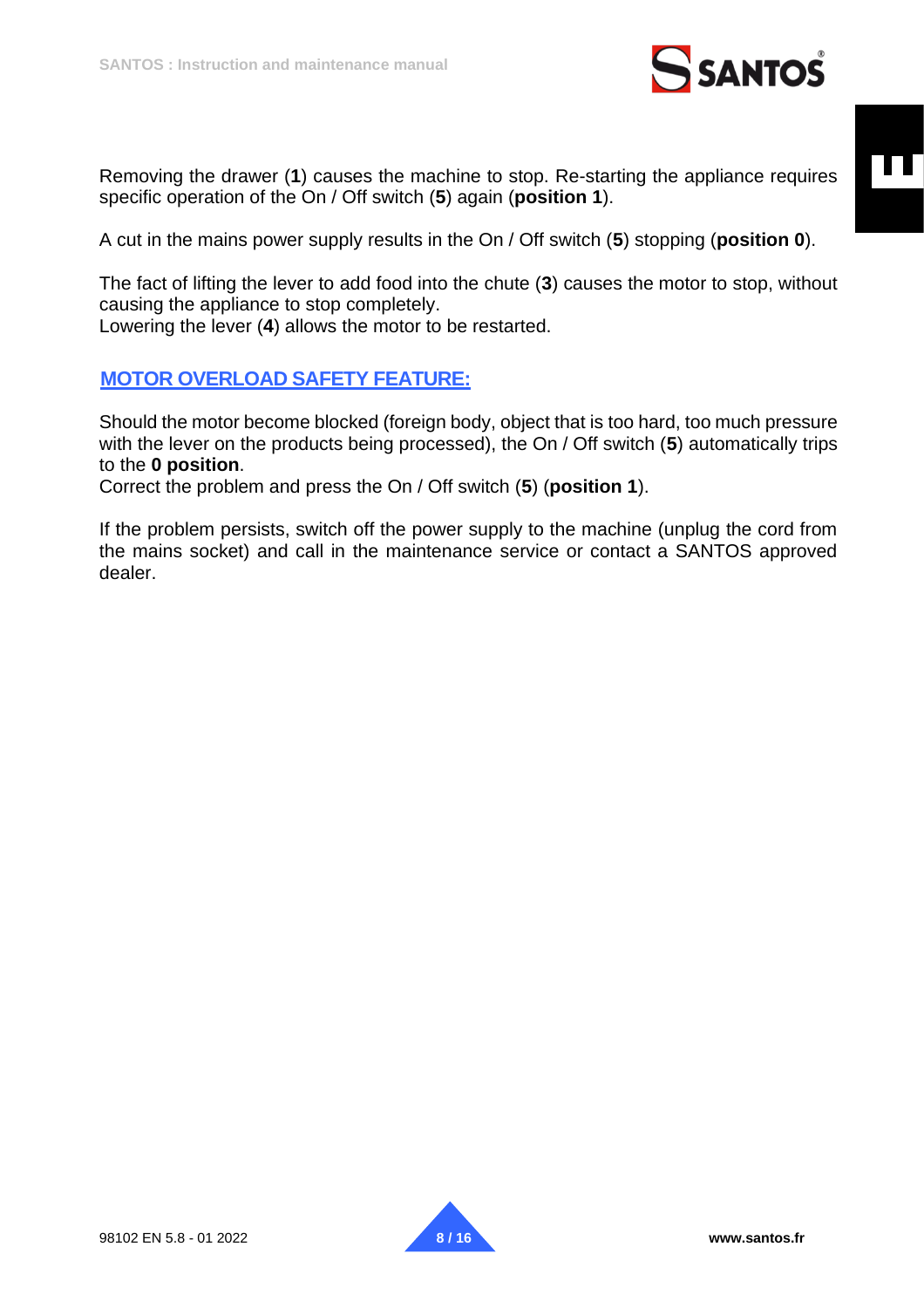Removing the drawer (**1**) causes the machine to stop. Re-starting the appliance requires specific operation of the On / Off switch (**5**) again (**position 1**).

A cut in the mains power supply results in the On / Off switch (**5**) stopping (**position 0**).

The fact of lifting the lever to add food into the chute (**3**) causes the motor to stop, without causing the appliance to stop completely.
Lowering the lever (**4**) allows the motor to be restarted.

## MOTOR OVERLOAD SAFETY FEATURE:

Should the motor become blocked (foreign body, object that is too hard, too much pressure with the lever on the products being processed), the On / Off switch (**5**) automatically trips to the **0 position**.
Correct the problem and press the On / Off switch (**5**) (**position 1**).

If the problem persists, switch off the power supply to the machine (unplug the cord from the mains socket) and call in the maintenance service or contact a SANTOS approved dealer.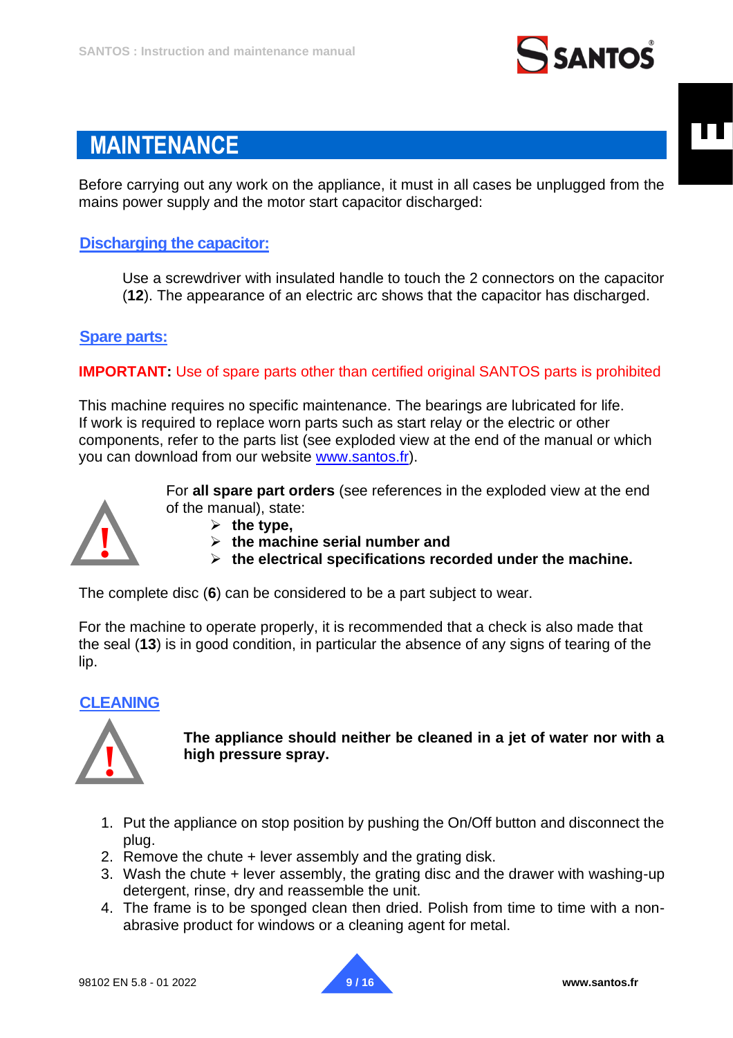# MAINTENANCE

Before carrying out any work on the appliance, it must in all cases be unplugged from the mains power supply and the motor start capacitor discharged:

## Discharging the capacitor:

Use a screwdriver with insulated handle to touch the 2 connectors on the capacitor (**12**). The appearance of an electric arc shows that the capacitor has discharged.

## Spare parts:

**IMPORTANT:** Use of spare parts other than certified original SANTOS parts is prohibited

This machine requires no specific maintenance. The bearings are lubricated for life.
If work is required to replace worn parts such as start relay or the electric or other components, refer to the parts list (see exploded view at the end of the manual or which you can download from our website www.santos.fr).

For **all spare part orders** (see references in the exploded view at the end of the manual), state:

- **the type,**
- **the machine serial number and**
- **the electrical specifications recorded under the machine.**

The complete disc (**6**) can be considered to be a part subject to wear.

For the machine to operate properly, it is recommended that a check is also made that the seal (**13**) is in good condition, in particular the absence of any signs of tearing of the lip.

## CLEANING

**The appliance should neither be cleaned in a jet of water nor with a high pressure spray.**

1. Put the appliance on stop position by pushing the On/Off button and disconnect the plug.
2. Remove the chute + lever assembly and the grating disk.
3. Wash the chute + lever assembly, the grating disc and the drawer with washing-up detergent, rinse, dry and reassemble the unit.
4. The frame is to be sponged clean then dried. Polish from time to time with a non-abrasive product for windows or a cleaning agent for metal.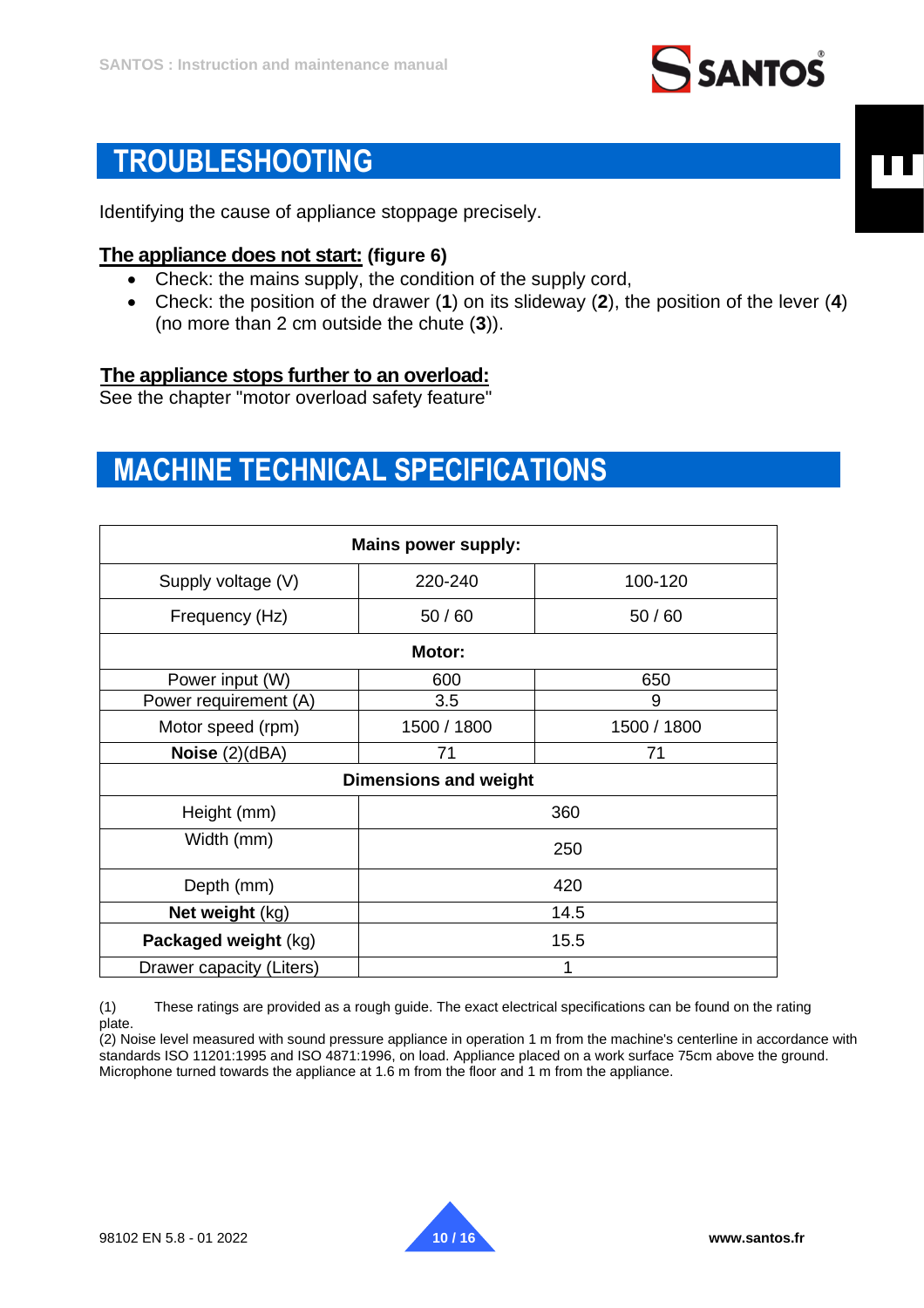## TROUBLESHOOTING

Identifying the cause of appliance stoppage precisely.

**The appliance does not start: (figure 6)**

- Check: the mains supply, the condition of the supply cord,
- Check: the position of the drawer (**1**) on its slideway (**2**), the position of the lever (**4**) (no more than 2 cm outside the chute (**3**)).

**The appliance stops further to an overload:**

See the chapter "motor overload safety feature"

## MACHINE TECHNICAL SPECIFICATIONS

| **Mains power supply:** | | |
|---|---|---|
| Supply voltage (V) | 220-240 | 100-120 |
| Frequency (Hz) | 50 / 60 | 50 / 60 |
| **Motor:** | | |
| Power input (W) | 600 | 650 |
| Power requirement (A) | 3.5 | 9 |
| Motor speed (rpm) | 1500 / 1800 | 1500 / 1800 |
| **Noise** (2)(dBA) | 71 | 71 |
| **Dimensions and weight** | | |
| Height (mm) | 360 | |
| Width (mm) | 250 | |
| Depth (mm) | 420 | |
| **Net weight** (kg) | 14.5 | |
| **Packaged weight** (kg) | 15.5 | |
| Drawer capacity (Liters) | 1 | |

(1) These ratings are provided as a rough guide. The exact electrical specifications can be found on the rating plate.

(2) Noise level measured with sound pressure appliance in operation 1 m from the machine's centerline in accordance with standards ISO 11201:1995 and ISO 4871:1996, on load. Appliance placed on a work surface 75cm above the ground. Microphone turned towards the appliance at 1.6 m from the floor and 1 m from the appliance.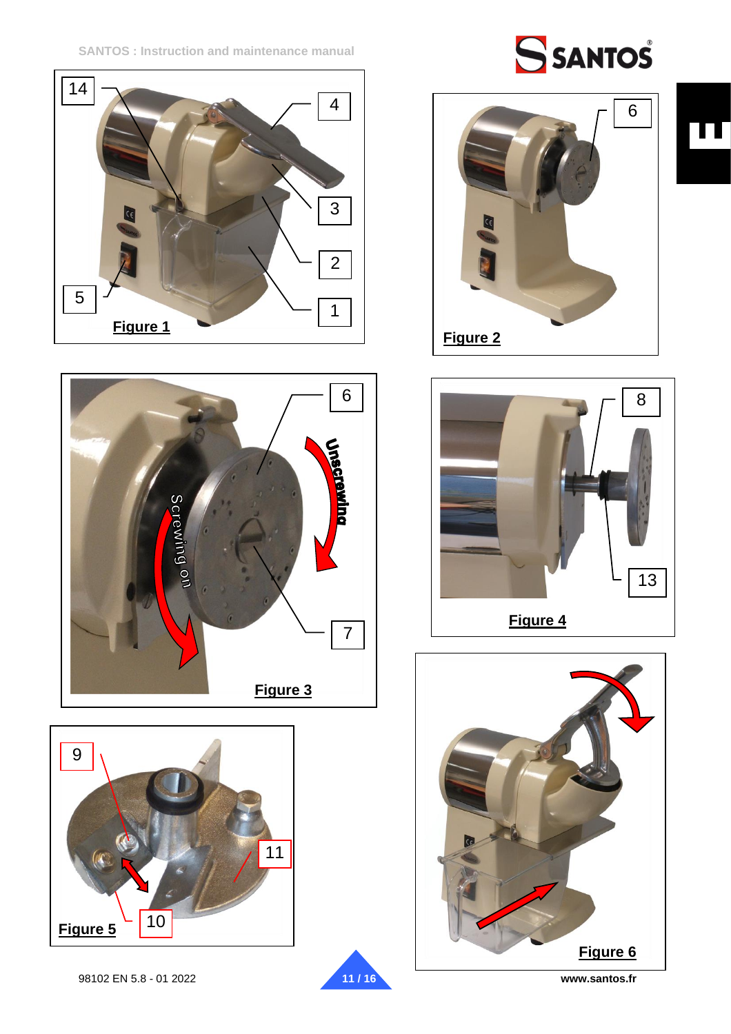Figure 1

Figure 2

Figure 3

Figure 4

Figure 5

Figure 6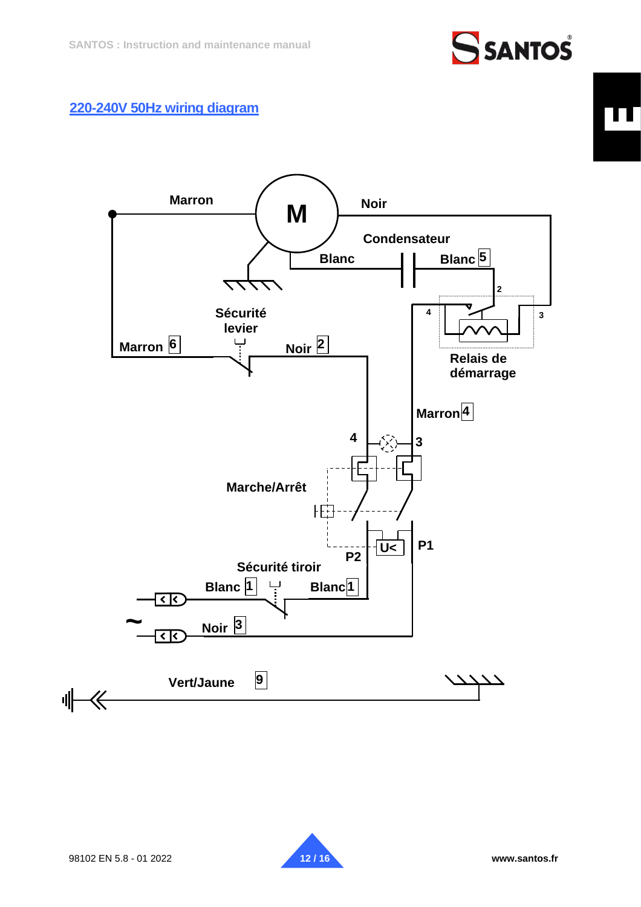## 220-240V 50Hz wiring diagram

Marron

M

Noir

Condensateur

Blanc

Blanc 5

2

4

3

Sécurité levier

Relais de démarrage

Marron 6

Noir 2

Marron 4

4

3

Marche/Arrêt

P2

U<

P1

Sécurité tiroir

Blanc 1

Blanc 1

~

Noir 3

Vert/Jaune 9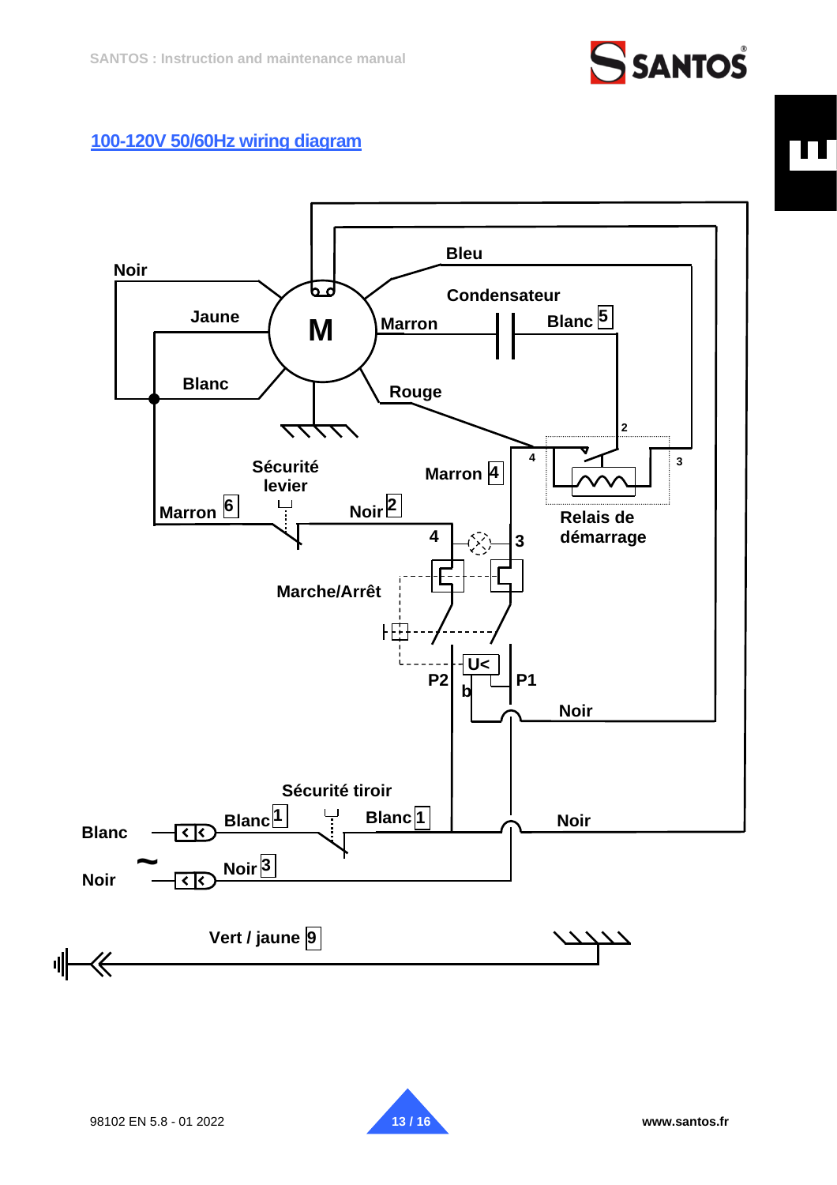## 100-120V 50/60Hz wiring diagram

Noir

Bleu

Jaune

M

Condensateur

Marron

Blanc 5

Blanc

Rouge

2

4

3

Sécurité levier

Marron 4

Relais de démarrage

Marron 6

Noir 2

4

3

Marche/Arrêt

U<

P2

b

P1

Noir

Sécurité tiroir

Blanc 1

Blanc 1

Noir

Blanc

~

Noir

Noir 3

Vert / jaune 9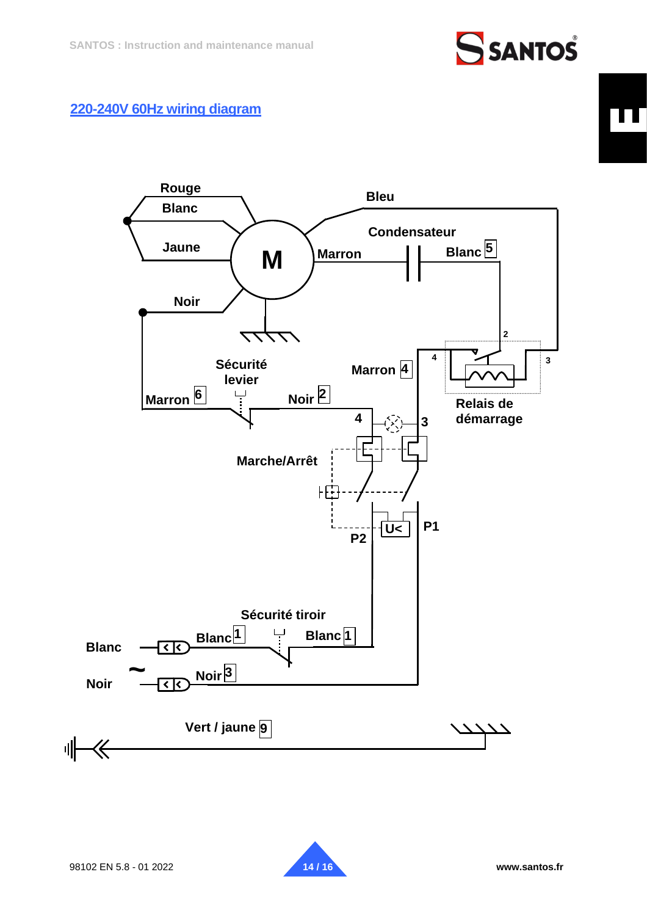## 220-240V 60Hz wiring diagram

Rouge

Blanc

Jaune

Noir

M

Bleu

Condensateur

Marron

Blanc 5

2

4

3

Marron 4

Relais de démarrage

Sécurité levier

Marron 6

Noir 2

4

3

Marche/Arrêt

U<

P1

P2

Sécurité tiroir

Blanc

Blanc 1

Blanc 1

~

Noir

Noir 3

Vert / jaune 9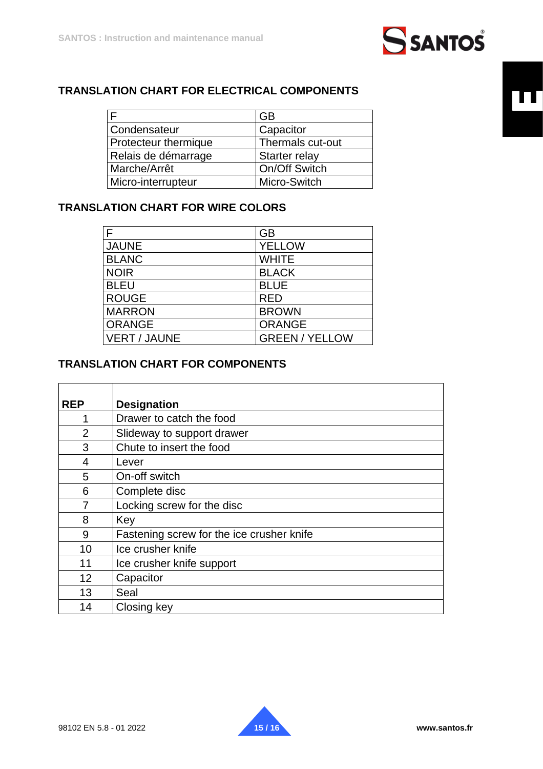## TRANSLATION CHART FOR ELECTRICAL COMPONENTS

| F | GB |
|---|---|
| Condensateur | Capacitor |
| Protecteur thermique | Thermals cut-out |
| Relais de démarrage | Starter relay |
| Marche/Arrêt | On/Off Switch |
| Micro-interrupteur | Micro-Switch |

## TRANSLATION CHART FOR WIRE COLORS

| F | GB |
|---|---|
| JAUNE | YELLOW |
| BLANC | WHITE |
| NOIR | BLACK |
| BLEU | BLUE |
| ROUGE | RED |
| MARRON | BROWN |
| ORANGE | ORANGE |
| VERT / JAUNE | GREEN / YELLOW |

## TRANSLATION CHART FOR COMPONENTS

| REP | Designation |
|---|---|
| 1 | Drawer to catch the food |
| 2 | Slideway to support drawer |
| 3 | Chute to insert the food |
| 4 | Lever |
| 5 | On-off switch |
| 6 | Complete disc |
| 7 | Locking screw for the disc |
| 8 | Key |
| 9 | Fastening screw for the ice crusher knife |
| 10 | Ice crusher knife |
| 11 | Ice crusher knife support |
| 12 | Capacitor |
| 13 | Seal |
| 14 | Closing key |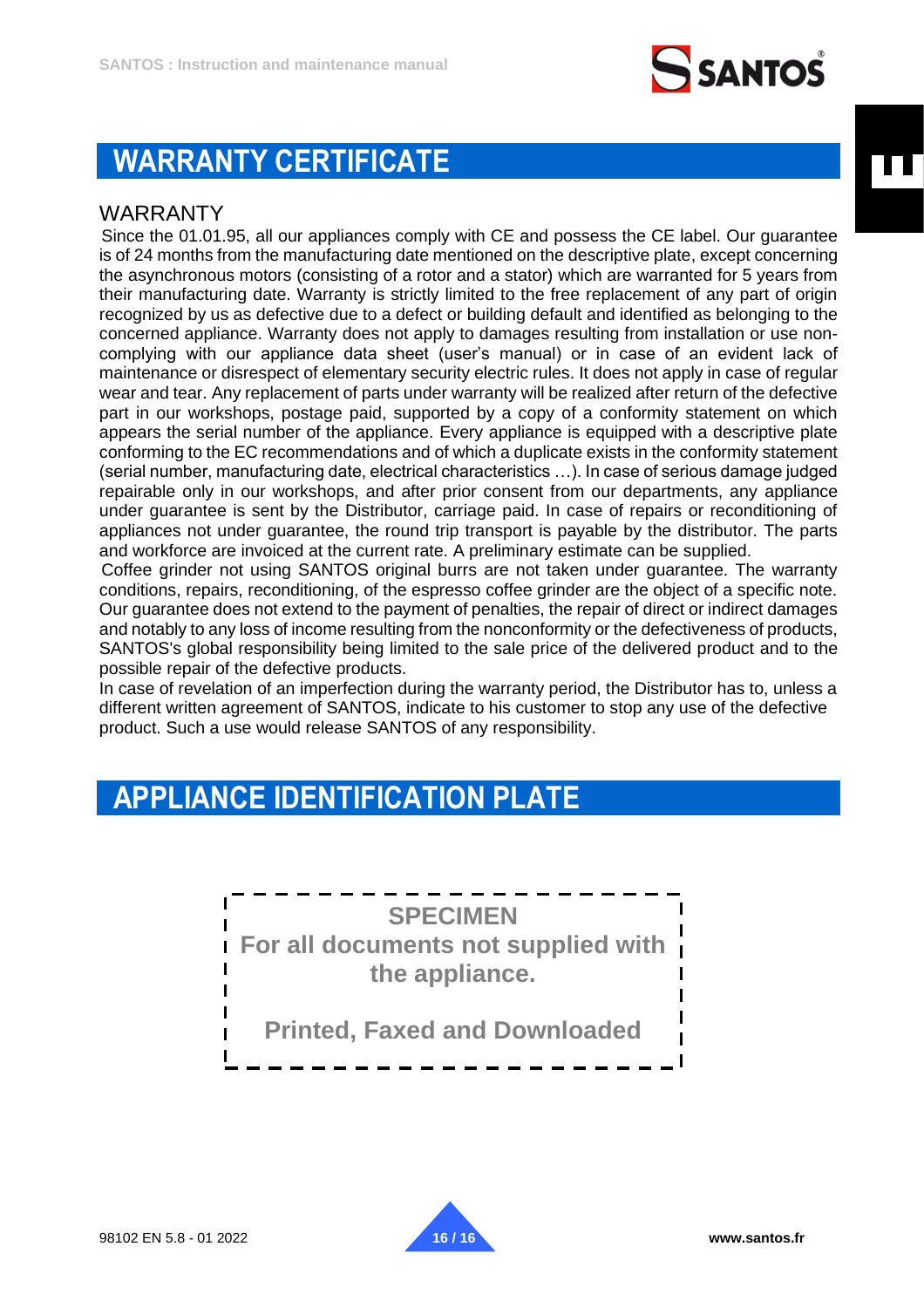## WARRANTY CERTIFICATE

### WARRANTY

Since the 01.01.95, all our appliances comply with CE and possess the CE label. Our guarantee is of 24 months from the manufacturing date mentioned on the descriptive plate, except concerning the asynchronous motors (consisting of a rotor and a stator) which are warranted for 5 years from their manufacturing date. Warranty is strictly limited to the free replacement of any part of origin recognized by us as defective due to a defect or building default and identified as belonging to the concerned appliance. Warranty does not apply to damages resulting from installation or use non-complying with our appliance data sheet (user's manual) or in case of an evident lack of maintenance or disrespect of elementary security electric rules. It does not apply in case of regular wear and tear. Any replacement of parts under warranty will be realized after return of the defective part in our workshops, postage paid, supported by a copy of a conformity statement on which appears the serial number of the appliance. Every appliance is equipped with a descriptive plate conforming to the EC recommendations and of which a duplicate exists in the conformity statement (serial number, manufacturing date, electrical characteristics …). In case of serious damage judged repairable only in our workshops, and after prior consent from our departments, any appliance under guarantee is sent by the Distributor, carriage paid. In case of repairs or reconditioning of appliances not under guarantee, the round trip transport is payable by the distributor. The parts and workforce are invoiced at the current rate. A preliminary estimate can be supplied.

Coffee grinder not using SANTOS original burrs are not taken under guarantee. The warranty conditions, repairs, reconditioning, of the espresso coffee grinder are the object of a specific note. Our guarantee does not extend to the payment of penalties, the repair of direct or indirect damages and notably to any loss of income resulting from the nonconformity or the defectiveness of products, SANTOS's global responsibility being limited to the sale price of the delivered product and to the possible repair of the defective products.

In case of revelation of an imperfection during the warranty period, the Distributor has to, unless a different written agreement of SANTOS, indicate to his customer to stop any use of the defective product. Such a use would release SANTOS of any responsibility.

## APPLIANCE IDENTIFICATION PLATE

**SPECIMEN**

**For all documents not supplied with the appliance.**

**Printed, Faxed and Downloaded**